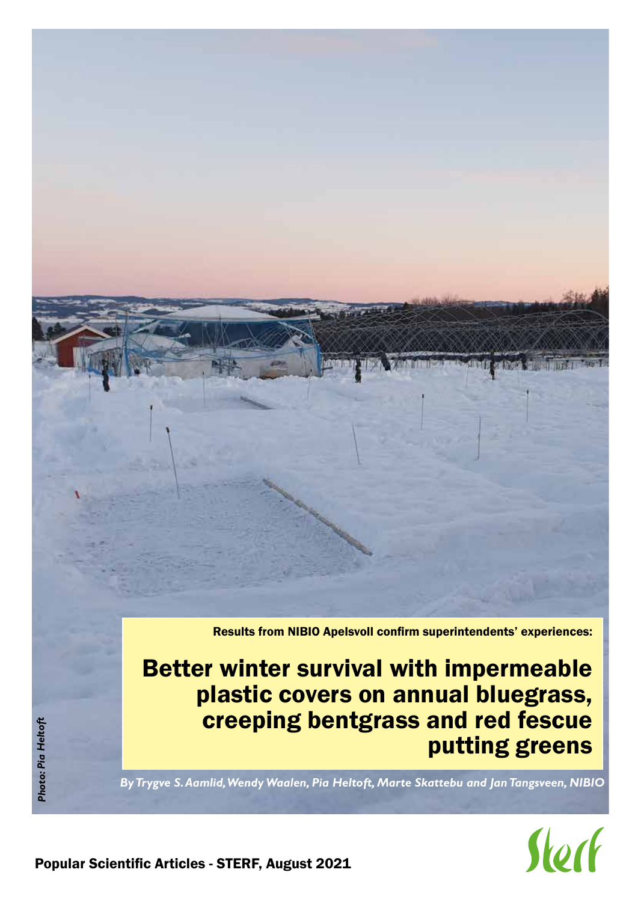Results from NIBIO Apelsvoll confirm superintendents' experiences:

# Better winter survival with impermeable plastic covers on annual bluegrass, creeping bentgrass and red fescue putting greens

*By Trygve S. Aamlid, Wendy Waalen, Pia Heltoft, Marte Skattebu and Jan Tangsveen, NIBIO*

*Photo: Pia Heltoft*

Popular Scientific Articles - STERF, August 2021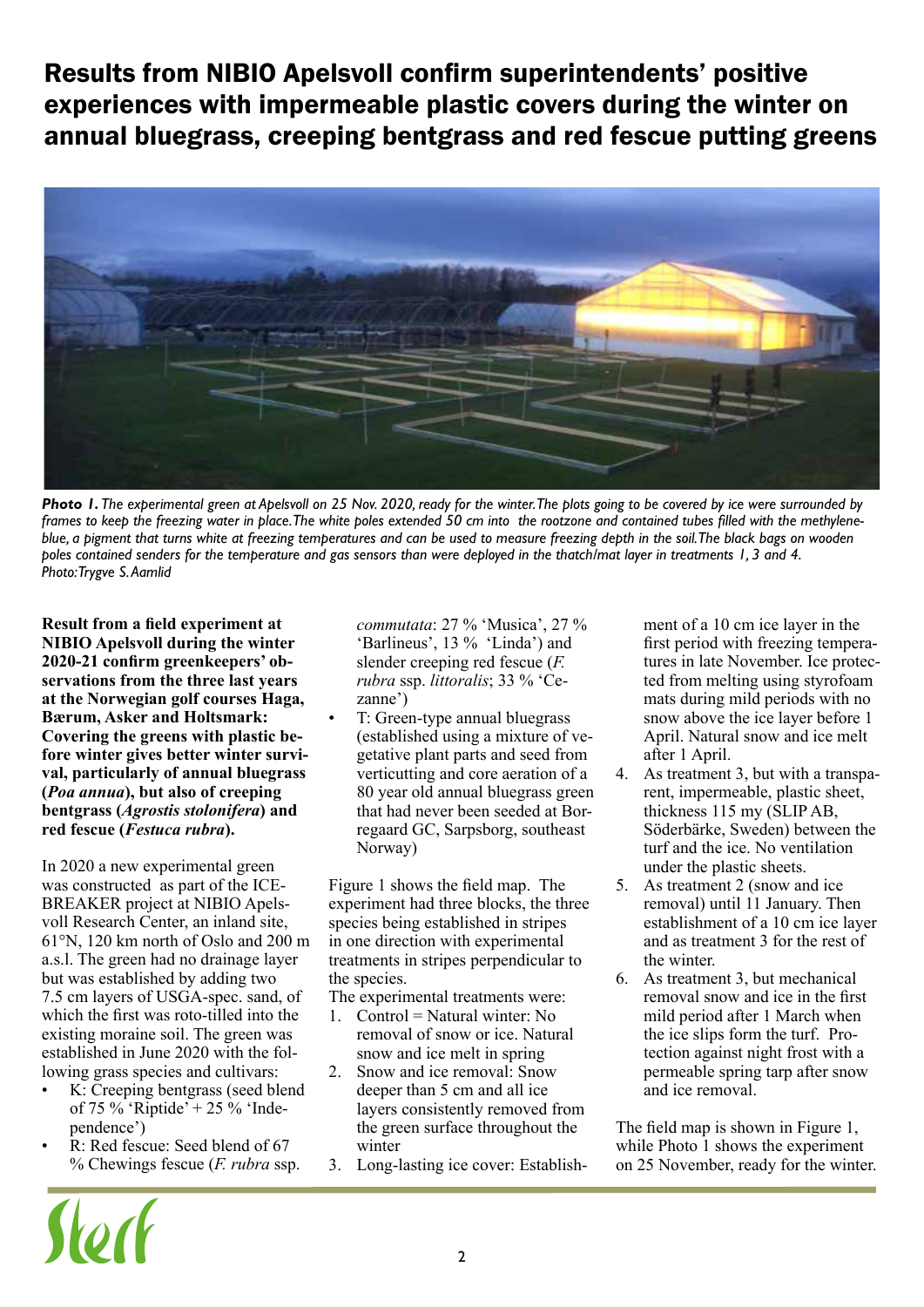# Results from NIBIO Apelsvoll confirm superintendents' positive experiences with impermeable plastic covers during the winter on annual bluegrass, creeping bentgrass and red fescue putting greens

***Photo 1.*** *The experimental green at Apelsvoll on 25 Nov. 2020, ready for the winter. The plots going to be covered by ice were surrounded by frames to keep the freezing water in place. The white poles extended 50 cm into the rootzone and contained tubes filled with the methylene-blue, a pigment that turns white at freezing temperatures and can be used to measure freezing depth in the soil. The black bags on wooden poles contained senders for the temperature and gas sensors than were deployed in the thatch/mat layer in treatments 1, 3 and 4. Photo: Trygve S. Aamlid*

**Result from a field experiment at NIBIO Apelsvoll during the winter 2020-21 confirm greenkeepers' observations from the three last years at the Norwegian golf courses Haga, Bærum, Asker and Holtsmark: Covering the greens with plastic before winter gives better winter survival, particularly of annual bluegrass (*Poa annua*), but also of creeping bentgrass (*Agrostis stolonifera*) and red fescue (*Festuca rubra*).**

In 2020 a new experimental green was constructed as part of the ICE-BREAKER project at NIBIO Apelsvoll Research Center, an inland site, 61°N, 120 km north of Oslo and 200 m a.s.l. The green had no drainage layer but was established by adding two 7.5 cm layers of USGA-spec. sand, of which the first was roto-tilled into the existing moraine soil. The green was established in June 2020 with the following grass species and cultivars:

- K: Creeping bentgrass (seed blend of 75 % 'Riptide' + 25 % 'Independence')
- R: Red fescue: Seed blend of 67 % Chewings fescue (*F. rubra* ssp. *commutata*: 27 % 'Musica', 27 % 'Barlineus', 13 % 'Linda') and slender creeping red fescue (*F. rubra* ssp. *littoralis*; 33 % 'Cezanne')
- T: Green-type annual bluegrass (established using a mixture of vegetative plant parts and seed from verticutting and core aeration of a 80 year old annual bluegrass green that had never been seeded at Borregaard GC, Sarpsborg, southeast Norway)

Figure 1 shows the field map. The experiment had three blocks, the three species being established in stripes in one direction with experimental treatments in stripes perpendicular to the species.

The experimental treatments were:

1. Control = Natural winter: No removal of snow or ice. Natural snow and ice melt in spring
2. Snow and ice removal: Snow deeper than 5 cm and all ice layers consistently removed from the green surface throughout the winter
3. Long-lasting ice cover: Establishment of a 10 cm ice layer in the first period with freezing temperatures in late November. Ice protected from melting using styrofoam mats during mild periods with no snow above the ice layer before 1 April. Natural snow and ice melt after 1 April.
4. As treatment 3, but with a transparent, impermeable, plastic sheet, thickness 115 my (SLIP AB, Söderbärke, Sweden) between the turf and the ice. No ventilation under the plastic sheets.
5. As treatment 2 (snow and ice removal) until 11 January. Then establishment of a 10 cm ice layer and as treatment 3 for the rest of the winter.
6. As treatment 3, but mechanical removal snow and ice in the first mild period after 1 March when the ice slips form the turf. Protection against night frost with a permeable spring tarp after snow and ice removal.

The field map is shown in Figure 1, while Photo 1 shows the experiment on 25 November, ready for the winter.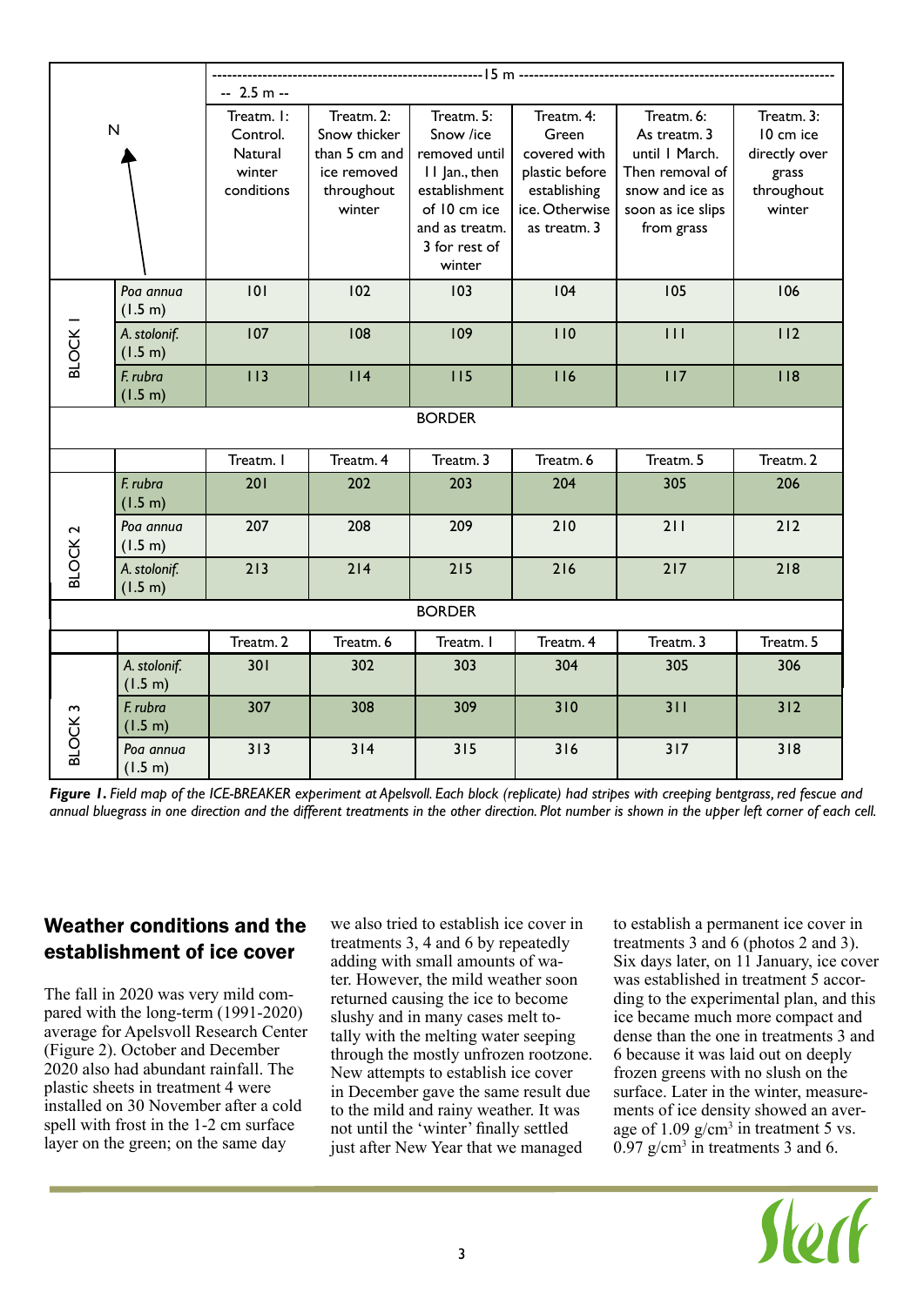| N | | -------------------- 15 m -------------------- -- 2.5 m -- Treatm. 1: Control. Natural winter conditions | Treatm. 2: Snow thicker than 5 cm and ice removed throughout winter | Treatm. 5: Snow /ice removed until 11 Jan., then establishment of 10 cm ice and as treatm. 3 for rest of winter | Treatm. 4: Green covered with plastic before establishing ice. Otherwise as treatm. 3 | Treatm. 6: As treatm. 3 until 1 March. Then removal of snow and ice as soon as ice slips from grass | Treatm. 3: 10 cm ice directly over grass throughout winter |
|---|---|---|---|---|---|---|---|
| BLOCK 1 | *Poa annua* (1.5 m) | 101 | 102 | 103 | 104 | 105 | 106 |
| | *A. stolonif.* (1.5 m) | 107 | 108 | 109 | 110 | 111 | 112 |
| | *F. rubra* (1.5 m) | 113 | 114 | 115 | 116 | 117 | 118 |
| BORDER | | | | | | | |
| | | Treatm. 1 | Treatm. 4 | Treatm. 3 | Treatm. 6 | Treatm. 5 | Treatm. 2 |
| BLOCK 2 | *F. rubra* (1.5 m) | 201 | 202 | 203 | 204 | 305 | 206 |
| | *Poa annua* (1.5 m) | 207 | 208 | 209 | 210 | 211 | 212 |
| | *A. stolonif.* (1.5 m) | 213 | 214 | 215 | 216 | 217 | 218 |
| BORDER | | | | | | | |
| | | Treatm. 2 | Treatm. 6 | Treatm. 1 | Treatm. 4 | Treatm. 3 | Treatm. 5 |
| BLOCK 3 | *A. stolonif.* (1.5 m) | 301 | 302 | 303 | 304 | 305 | 306 |
| | *F. rubra* (1.5 m) | 307 | 308 | 309 | 310 | 311 | 312 |
| | *Poa annua* (1.5 m) | 313 | 314 | 315 | 316 | 317 | 318 |

***Figure 1.*** *Field map of the ICE-BREAKER experiment at Apelsvoll. Each block (replicate) had stripes with creeping bentgrass, red fescue and annual bluegrass in one direction and the different treatments in the other direction. Plot number is shown in the upper left corner of each cell.*

## Weather conditions and the establishment of ice cover

The fall in 2020 was very mild compared with the long-term (1991-2020) average for Apelsvoll Research Center (Figure 2). October and December 2020 also had abundant rainfall. The plastic sheets in treatment 4 were installed on 30 November after a cold spell with frost in the 1-2 cm surface layer on the green; on the same day we also tried to establish ice cover in treatments 3, 4 and 6 by repeatedly adding with small amounts of water. However, the mild weather soon returned causing the ice to become slushy and in many cases melt totally with the melting water seeping through the mostly unfrozen rootzone. New attempts to establish ice cover in December gave the same result due to the mild and rainy weather. It was not until the 'winter' finally settled just after New Year that we managed to establish a permanent ice cover in treatments 3 and 6 (photos 2 and 3). Six days later, on 11 January, ice cover was established in treatment 5 according to the experimental plan, and this ice became much more compact and dense than the one in treatments 3 and 6 because it was laid out on deeply frozen greens with no slush on the surface. Later in the winter, measurements of ice density showed an average of 1.09 $g/cm^3$ in treatment 5 vs. 0.97 $g/cm^3$ in treatments 3 and 6.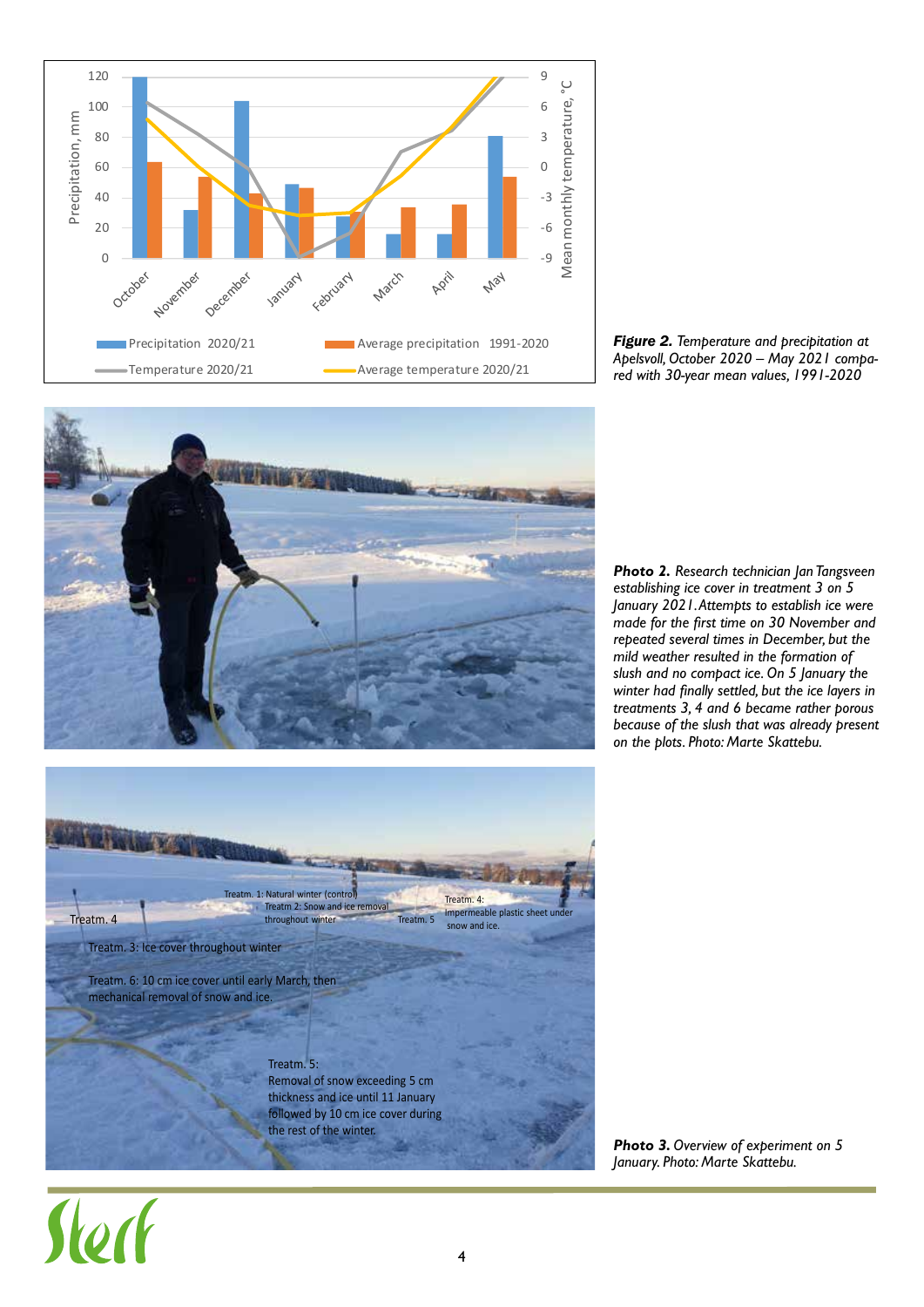***Figure 2.*** *Temperature and precipitation at Apelsvoll, October 2020 – May 2021 compared with 30-year mean values, 1991-2020*

***Photo 2.*** *Research technician Jan Tangsveen establishing ice cover in treatment 3 on 5 January 2021. Attempts to establish ice were made for the first time on 30 November and repeated several times in December, but the mild weather resulted in the formation of slush and no compact ice. On 5 January the winter had finally settled, but the ice layers in treatments 3, 4 and 6 became rather porous because of the slush that was already present on the plots. Photo: Marte Skattebu.*

Treatm. 1: Natural winter (control)

Treatm. 2: Snow and ice removal throughout winter

Treatm. 3: Ice cover throughout winter

Treatm. 4: Impermeable plastic sheet under snow and ice.

Treatm. 5: Removal of snow exceeding 5 cm thickness and ice until 11 January followed by 10 cm ice cover during the rest of the winter.

Treatm. 6: 10 cm ice cover until early March, then mechanical removal of snow and ice.

***Photo 3.*** *Overview of experiment on 5 January. Photo: Marte Skattebu.*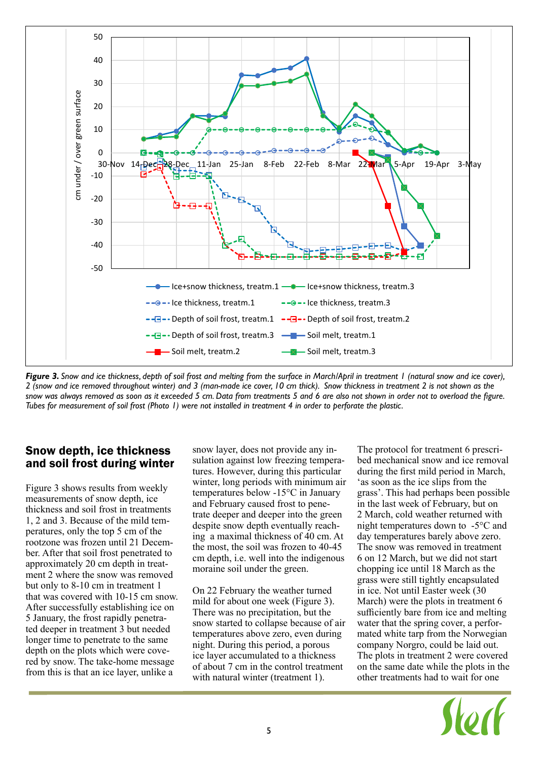*Figure 3. Snow and ice thickness, depth of soil frost and melting from the surface in March/April in treatment 1 (natural snow and ice cover), 2 (snow and ice removed throughout winter) and 3 (man-made ice cover, 10 cm thick). Snow thickness in treatment 2 is not shown as the snow was always removed as soon as it exceeded 5 cm. Data from treatments 5 and 6 are also not shown in order not to overload the figure. Tubes for measurement of soil frost (Photo 1) were not installed in treatment 4 in order to perforate the plastic.*

## Snow depth, ice thickness and soil frost during winter

Figure 3 shows results from weekly measurements of snow depth, ice thickness and soil frost in treatments 1, 2 and 3. Because of the mild temperatures, only the top 5 cm of the rootzone was frozen until 21 December. After that soil frost penetrated to approximately 20 cm depth in treatment 2 where the snow was removed but only to 8-10 cm in treatment 1 that was covered with 10-15 cm snow. After successfully establishing ice on 5 January, the frost rapidly penetrated deeper in treatment 3 but needed longer time to penetrate to the same depth on the plots which were covered by snow. The take-home message from this is that an ice layer, unlike a snow layer, does not provide any insulation against low freezing temperatures. However, during this particular winter, long periods with minimum air temperatures below -15°C in January and February caused frost to penetrate deeper and deeper into the green despite snow depth eventually reaching a maximal thickness of 40 cm. At the most, the soil was frozen to 40-45 cm depth, i.e. well into the indigenous moraine soil under the green.

On 22 February the weather turned mild for about one week (Figure 3). There was no precipitation, but the snow started to collapse because of air temperatures above zero, even during night. During this period, a porous ice layer accumulated to a thickness of about 7 cm in the control treatment with natural winter (treatment 1).

The protocol for treatment 6 prescribed mechanical snow and ice removal during the first mild period in March, 'as soon as the ice slips from the grass'. This had perhaps been possible in the last week of February, but on 2 March, cold weather returned with night temperatures down to -5°C and day temperatures barely above zero. The snow was removed in treatment 6 on 12 March, but we did not start chopping ice until 18 March as the grass were still tightly encapsulated in ice. Not until Easter week (30 March) were the plots in treatment 6 sufficiently bare from ice and melting water that the spring cover, a perforated white tarp from the Norwegian company Norgro, could be laid out. The plots in treatment 2 were covered on the same date while the plots in the other treatments had to wait for one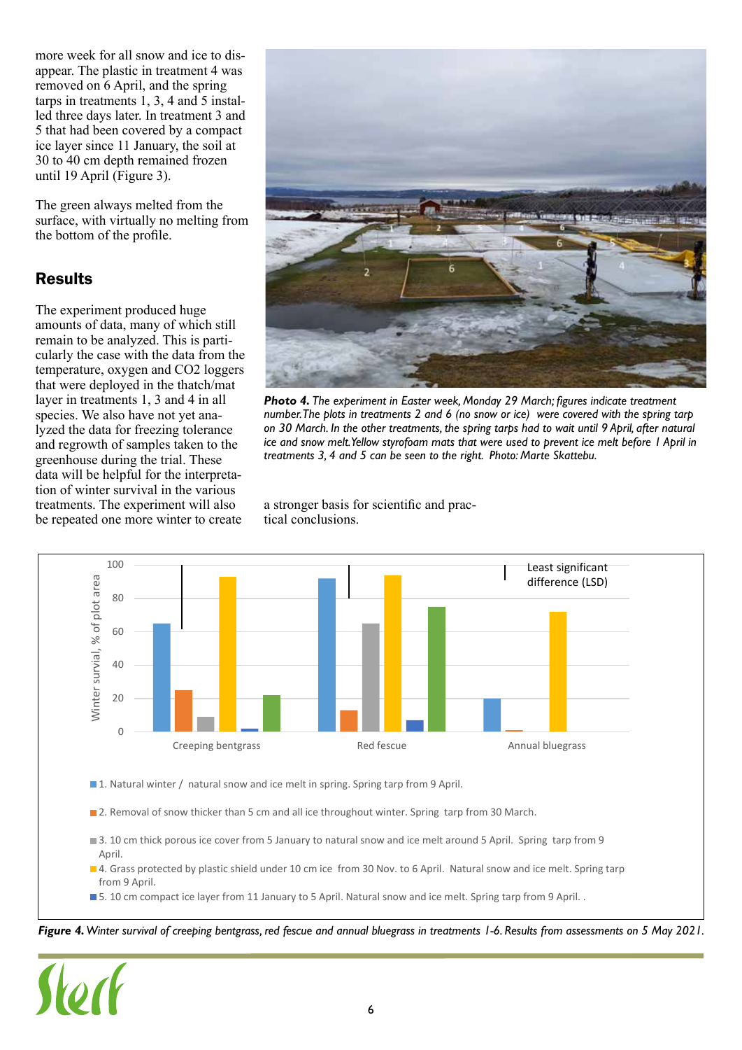more week for all snow and ice to disappear. The plastic in treatment 4 was removed on 6 April, and the spring tarps in treatments 1, 3, 4 and 5 installed three days later. In treatment 3 and 5 that had been covered by a compact ice layer since 11 January, the soil at 30 to 40 cm depth remained frozen until 19 April (Figure 3).

The green always melted from the surface, with virtually no melting from the bottom of the profile.

## Results

The experiment produced huge amounts of data, many of which still remain to be analyzed. This is particularly the case with the data from the temperature, oxygen and CO2 loggers that were deployed in the thatch/mat layer in treatments 1, 3 and 4 in all species. We also have not yet analyzed the data for freezing tolerance and regrowth of samples taken to the greenhouse during the trial. These data will be helpful for the interpretation of winter survival in the various treatments. The experiment will also be repeated one more winter to create a stronger basis for scientific and practical conclusions.

***Photo 4.*** *The experiment in Easter week, Monday 29 March; figures indicate treatment number. The plots in treatments 2 and 6 (no snow or ice) were covered with the spring tarp on 30 March. In the other treatments, the spring tarps had to wait until 9 April, after natural ice and snow melt. Yellow styrofoam mats that were used to prevent ice melt before 1 April in treatments 3, 4 and 5 can be seen to the right. Photo: Marte Skattebu.*

1. Natural winter / natural snow and ice melt in spring. Spring tarp from 9 April.
2. Removal of snow thicker than 5 cm and all ice throughout winter. Spring tarp from 30 March.
3. 10 cm thick porous ice cover from 5 January to natural snow and ice melt around 5 April. Spring tarp from 9 April.
4. Grass protected by plastic shield under 10 cm ice from 30 Nov. to 6 April. Natural snow and ice melt. Spring tarp from 9 April.
5. 10 cm compact ice layer from 11 January to 5 April. Natural snow and ice melt. Spring tarp from 9 April. .

***Figure 4.*** *Winter survival of creeping bentgrass, red fescue and annual bluegrass in treatments 1-6. Results from assessments on 5 May 2021.*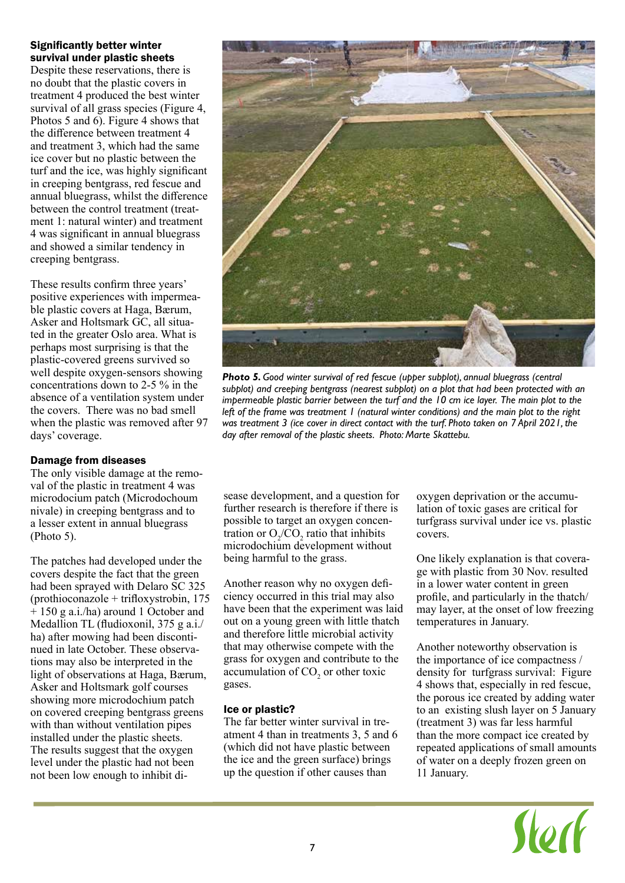### Significantly better winter survival under plastic sheets

Despite these reservations, there is no doubt that the plastic covers in treatment 4 produced the best winter survival of all grass species (Figure 4, Photos 5 and 6). Figure 4 shows that the difference between treatment 4 and treatment 3, which had the same ice cover but no plastic between the turf and the ice, was highly significant in creeping bentgrass, red fescue and annual bluegrass, whilst the difference between the control treatment (treatment 1: natural winter) and treatment 4 was significant in annual bluegrass and showed a similar tendency in creeping bentgrass.

These results confirm three years' positive experiences with impermeable plastic covers at Haga, Bærum, Asker and Holtsmark GC, all situated in the greater Oslo area. What is perhaps most surprising is that the plastic-covered greens survived so well despite oxygen-sensors showing concentrations down to 2-5 % in the absence of a ventilation system under the covers. There was no bad smell when the plastic was removed after 97 days' coverage.

### Damage from diseases

The only visible damage at the removal of the plastic in treatment 4 was microdochium patch (Microdochoum nivale) in creeping bentgrass and to a lesser extent in annual bluegrass (Photo 5).

The patches had developed under the covers despite the fact that the green had been sprayed with Delaro SC 325 (prothioconazole + trifloxystrobin, 175 + 150 g a.i./ha) around 1 October and Medallion TL (fludioxonil, 375 g a.i./ha) after mowing had been discontinued in late October. These observations may also be interpreted in the light of observations at Haga, Bærum, Asker and Holtsmark golf courses showing more microdochium patch on covered creeping bentgrass greens with than without ventilation pipes installed under the plastic sheets. The results suggest that the oxygen level under the plastic had not been not low enough to inhibit disease development, and a question for further research is therefore if there is possible to target an oxygen concentration or $O_2/CO_2$ ratio that inhibits microdochium development without being harmful to the grass.

*Photo 5. Good winter survival of red fescue (upper subplot), annual bluegrass (central subplot) and creeping bentgrass (nearest subplot) on a plot that had been protected with an impermeable plastic barrier between the turf and the 10 cm ice layer. The main plot to the left of the frame was treatment 1 (natural winter conditions) and the main plot to the right was treatment 3 (ice cover in direct contact with the turf. Photo taken on 7 April 2021, the day after removal of the plastic sheets. Photo: Marte Skattebu.*

Another reason why no oxygen deficiency occurred in this trial may also have been that the experiment was laid out on a young green with little thatch and therefore little microbial activity that may otherwise compete with the grass for oxygen and contribute to the accumulation of $CO_2$ or other toxic gases.

### Ice or plastic?

The far better winter survival in treatment 4 than in treatments 3, 5 and 6 (which did not have plastic between the ice and the green surface) brings up the question if other causes than oxygen deprivation or the accumulation of toxic gases are critical for turfgrass survival under ice vs. plastic covers.

One likely explanation is that coverage with plastic from 30 Nov. resulted in a lower water content in green profile, and particularly in the thatch/may layer, at the onset of low freezing temperatures in January.

Another noteworthy observation is the importance of ice compactness / density for turfgrass survival: Figure 4 shows that, especially in red fescue, the porous ice created by adding water to an existing slush layer on 5 January (treatment 3) was far less harmful than the more compact ice created by repeated applications of small amounts of water on a deeply frozen green on 11 January.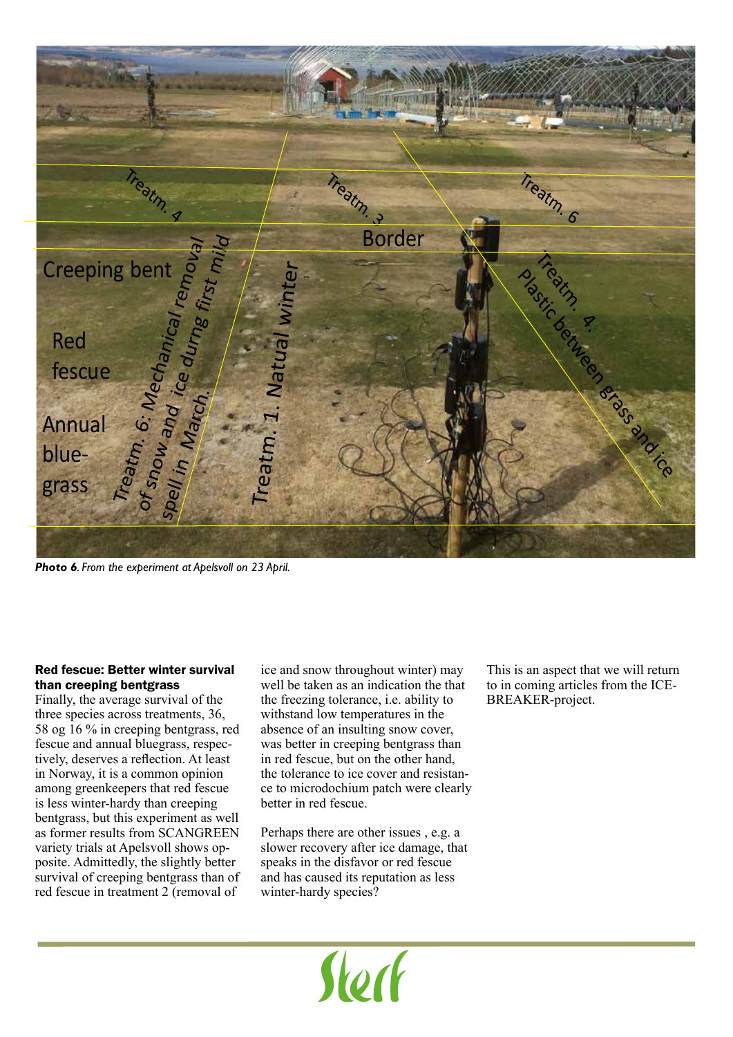*Photo 6. From the experiment at Apelsvoll on 23 April.*

#### Red fescue: Better winter survival than creeping bentgrass

Finally, the average survival of the three species across treatments, 36, 58 og 16 % in creeping bentgrass, red fescue and annual bluegrass, respectively, deserves a reflection. At least in Norway, it is a common opinion among greenkeepers that red fescue is less winter-hardy than creeping bentgrass, but this experiment as well as former results from SCANGREEN variety trials at Apelsvoll shows opposite. Admittedly, the slightly better survival of creeping bentgrass than of red fescue in treatment 2 (removal of ice and snow throughout winter) may well be taken as an indication the that the freezing tolerance, i.e. ability to withstand low temperatures in the absence of an insulting snow cover, was better in creeping bentgrass than in red fescue, but on the other hand, the tolerance to ice cover and resistance to microdochium patch were clearly better in red fescue.

Perhaps there are other issues , e.g. a slower recovery after ice damage, that speaks in the disfavor or red fescue and has caused its reputation as less winter-hardy species?

This is an aspect that we will return to in coming articles from the ICE-BREAKER-project.